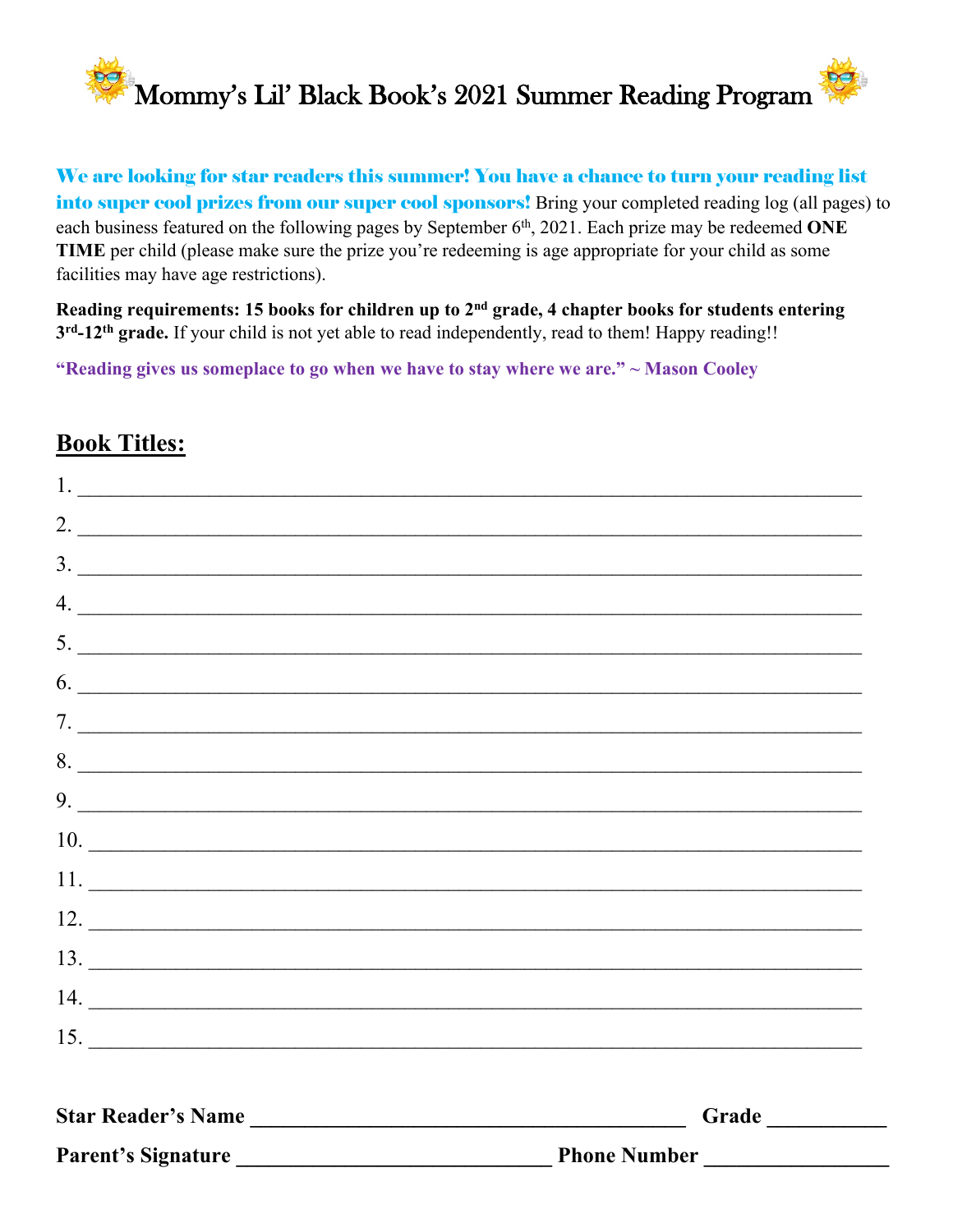# Mommy's Lil' Black Book's 2021 Summer Reading Program

**We are looking for star readers this summer! You have a chance to turn your reading list into super cool prizes from our super cool sponsors!** Bring your completed reading log (all pages) to each business featured on the following pages by September 6th, 2021. Each prize may be redeemed **ONE TIME** per child (please make sure the prize you're redeeming is age appropriate for your child as some facilities may have age restrictions).

**Reading requirements: 15 books for children up to 2nd grade, 4 chapter books for students entering 3rd-12th grade.** If your child is not yet able to read independently, read to them! Happy reading!!

**"Reading gives us someplace to go when we have to stay where we are." ~ Mason Cooley**

## Book Titles:

1. ______________________________________________
2. ______________________________________________
3. ______________________________________________
4. ______________________________________________
5. ______________________________________________
6. ______________________________________________
7. ______________________________________________
8. ______________________________________________
9. ______________________________________________
10. ______________________________________________
11. ______________________________________________
12. ______________________________________________
13. ______________________________________________
14. ______________________________________________
15. ______________________________________________

**Star Reader's Name** ______________________________ **Grade** __________

**Parent's Signature** ______________________________ **Phone Number** ________________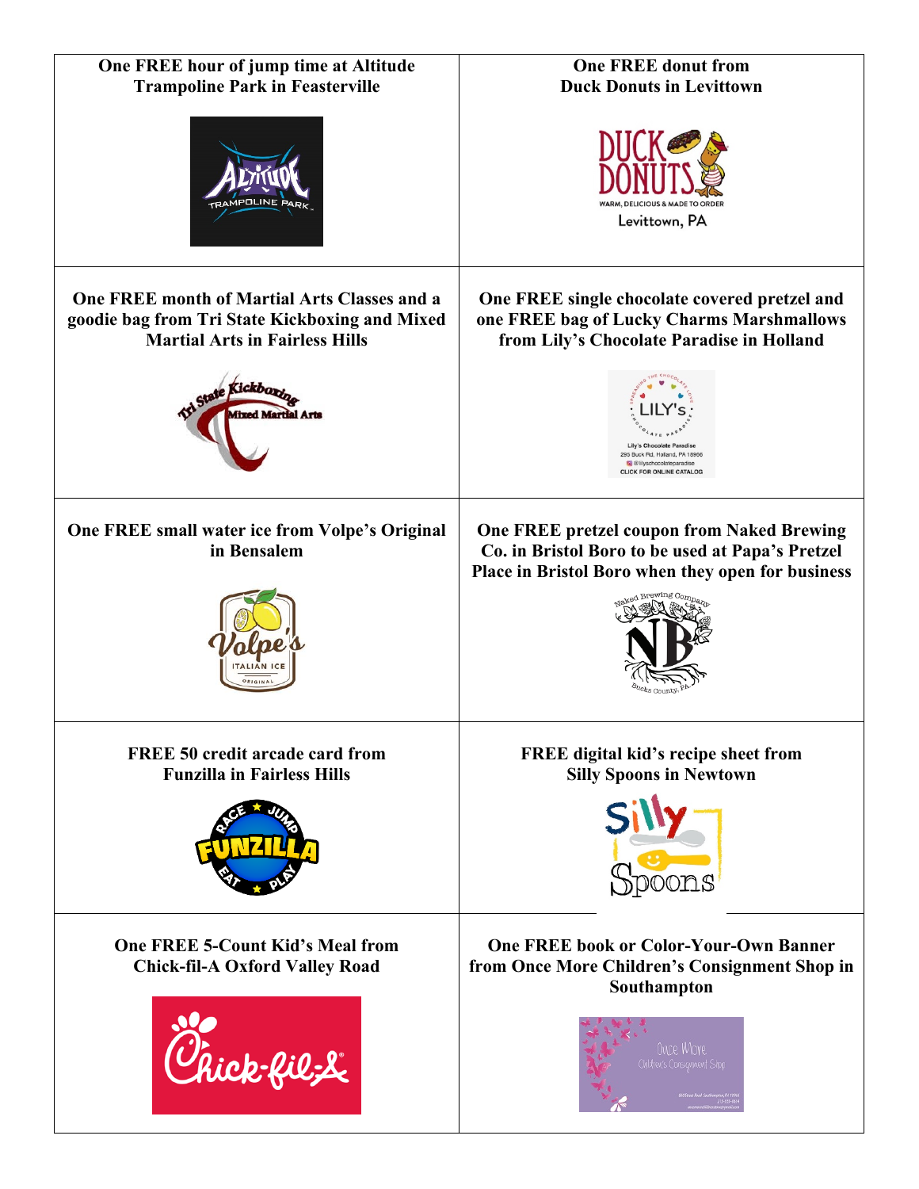| | |
|---|---|
| **One FREE hour of jump time at Altitude Trampoline Park in Feasterville** | **One FREE donut from Duck Donuts in Levittown** |
| **One FREE month of Martial Arts Classes and a goodie bag from Tri State Kickboxing and Mixed Martial Arts in Fairless Hills** | **One FREE single chocolate covered pretzel and one FREE bag of Lucky Charms Marshmallows from Lily's Chocolate Paradise in Holland** |
| **One FREE small water ice from Volpe's Original in Bensalem** | **One FREE pretzel coupon from Naked Brewing Co. in Bristol Boro to be used at Papa's Pretzel Place in Bristol Boro when they open for business** |
| **FREE 50 credit arcade card from Funzilla in Fairless Hills** | **FREE digital kid's recipe sheet from Silly Spoons in Newtown** |
| **One FREE 5-Count Kid's Meal from Chick-fil-A Oxford Valley Road** | **One FREE book or Color-Your-Own Banner from Once More Children's Consignment Shop in Southampton** |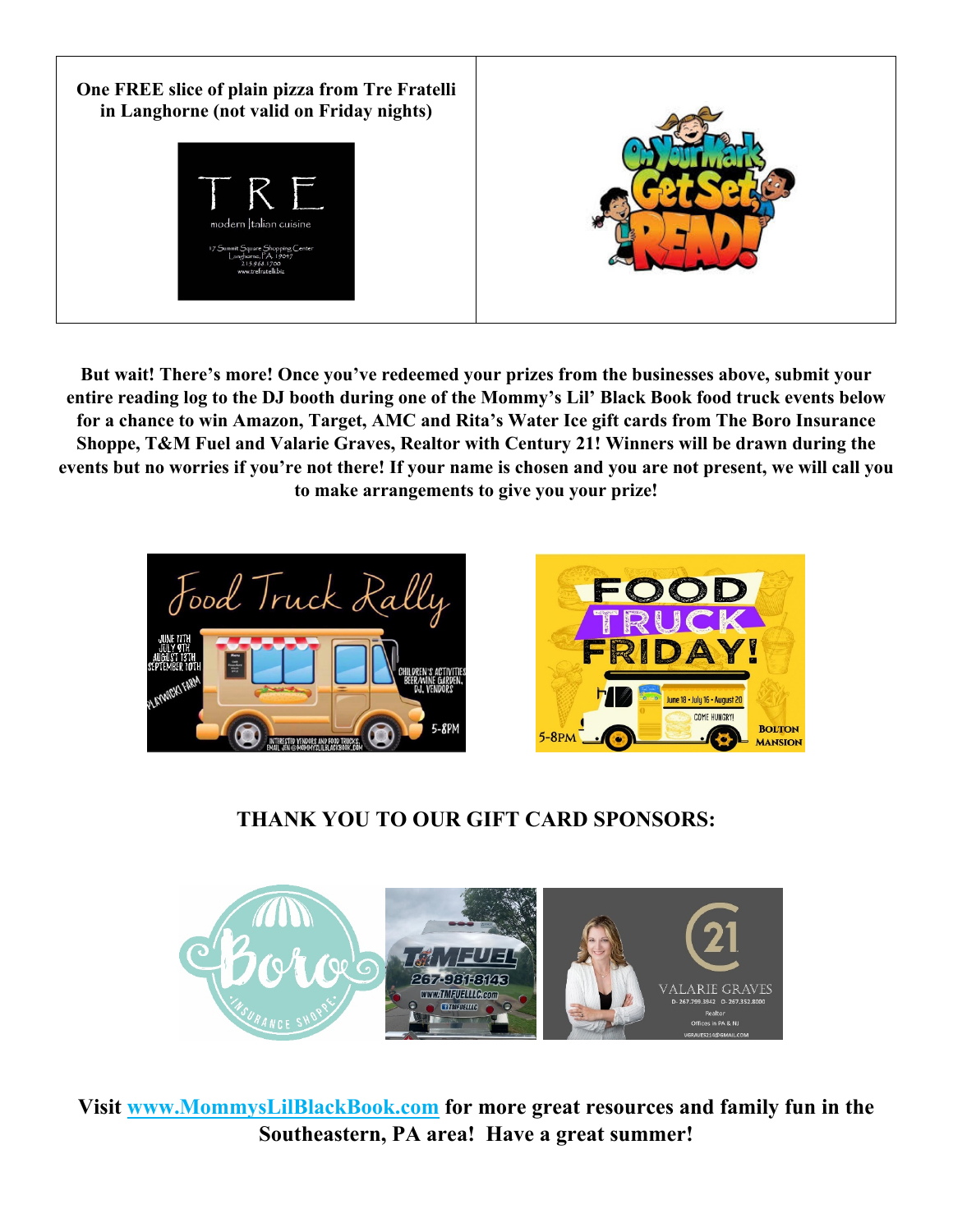| | |
|---|---|
| **One FREE slice of plain pizza from Tre Fratelli in Langhorne (not valid on Friday nights)** | |

**But wait! There's more! Once you've redeemed your prizes from the businesses above, submit your entire reading log to the DJ booth during one of the Mommy's Lil' Black Book food truck events below for a chance to win Amazon, Target, AMC and Rita's Water Ice gift cards from The Boro Insurance Shoppe, T&M Fuel and Valarie Graves, Realtor with Century 21! Winners will be drawn during the events but no worries if you're not there! If your name is chosen and you are not present, we will call you to make arrangements to give you your prize!**

## THANK YOU TO OUR GIFT CARD SPONSORS:

**Visit [www.MommysLilBlackBook.com](http://www.MommysLilBlackBook.com) for more great resources and family fun in the Southeastern, PA area! Have a great summer!**